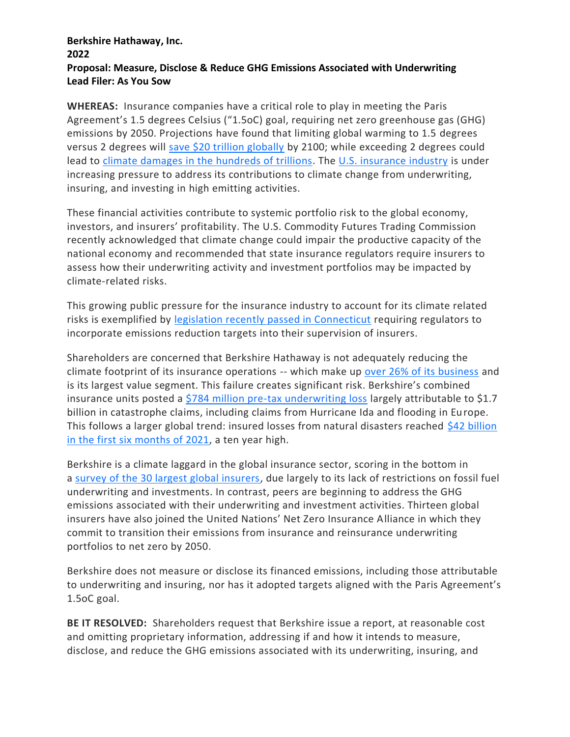**Berkshire Hathaway, Inc.**
**2022**
**Proposal: Measure, Disclose & Reduce GHG Emissions Associated with Underwriting**
**Lead Filer: As You Sow**

**WHEREAS:** Insurance companies have a critical role to play in meeting the Paris Agreement's 1.5 degrees Celsius ("1.5oC) goal, requiring net zero greenhouse gas (GHG) emissions by 2050. Projections have found that limiting global warming to 1.5 degrees versus 2 degrees will save $20 trillion globally by 2100; while exceeding 2 degrees could lead to climate damages in the hundreds of trillions. The U.S. insurance industry is under increasing pressure to address its contributions to climate change from underwriting, insuring, and investing in high emitting activities.

These financial activities contribute to systemic portfolio risk to the global economy, investors, and insurers' profitability. The U.S. Commodity Futures Trading Commission recently acknowledged that climate change could impair the productive capacity of the national economy and recommended that state insurance regulators require insurers to assess how their underwriting activity and investment portfolios may be impacted by climate-related risks.

This growing public pressure for the insurance industry to account for its climate related risks is exemplified by legislation recently passed in Connecticut requiring regulators to incorporate emissions reduction targets into their supervision of insurers.

Shareholders are concerned that Berkshire Hathaway is not adequately reducing the climate footprint of its insurance operations -- which make up over 26% of its business and is its largest value segment. This failure creates significant risk. Berkshire's combined insurance units posted a $784 million pre-tax underwriting loss largely attributable to $1.7 billion in catastrophe claims, including claims from Hurricane Ida and flooding in Europe. This follows a larger global trend: insured losses from natural disasters reached $42 billion in the first six months of 2021, a ten year high.

Berkshire is a climate laggard in the global insurance sector, scoring in the bottom in a survey of the 30 largest global insurers, due largely to its lack of restrictions on fossil fuel underwriting and investments. In contrast, peers are beginning to address the GHG emissions associated with their underwriting and investment activities. Thirteen global insurers have also joined the United Nations' Net Zero Insurance Alliance in which they commit to transition their emissions from insurance and reinsurance underwriting portfolios to net zero by 2050.

Berkshire does not measure or disclose its financed emissions, including those attributable to underwriting and insuring, nor has it adopted targets aligned with the Paris Agreement's 1.5oC goal.

**BE IT RESOLVED:** Shareholders request that Berkshire issue a report, at reasonable cost and omitting proprietary information, addressing if and how it intends to measure, disclose, and reduce the GHG emissions associated with its underwriting, insuring, and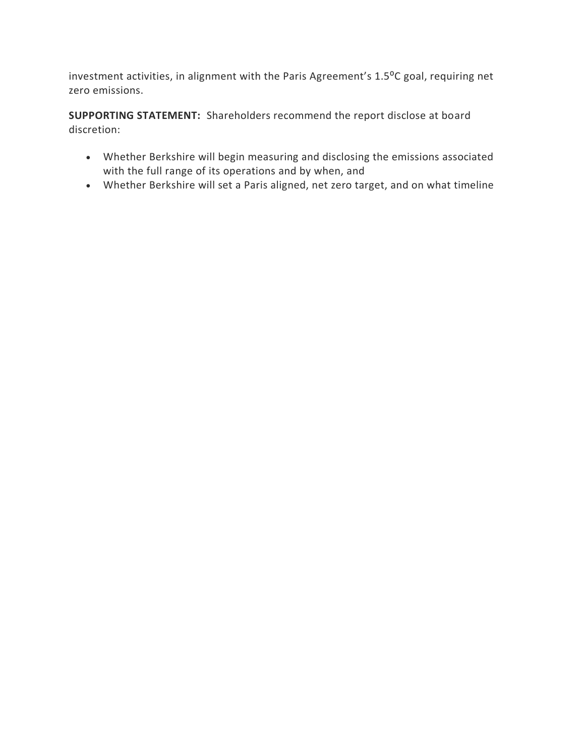investment activities, in alignment with the Paris Agreement's 1.5$^{o}$C goal, requiring net zero emissions.

**SUPPORTING STATEMENT:** Shareholders recommend the report disclose at board discretion:

- Whether Berkshire will begin measuring and disclosing the emissions associated with the full range of its operations and by when, and
- Whether Berkshire will set a Paris aligned, net zero target, and on what timeline